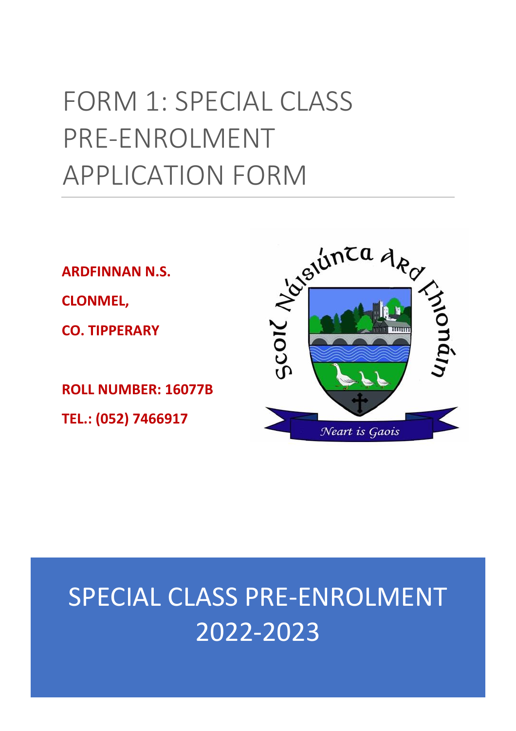# FORM 1: SPECIAL CLASS PRE-ENROLMENT APPLICATION FORM

**ARDFINNAN N.S.**

**CLONMEL,**

**CO. TIPPERARY**

**ROLL NUMBER: 16077B**

**TEL.: (052) 7466917**

## SPECIAL CLASS PRE-ENROLMENT 2022-2023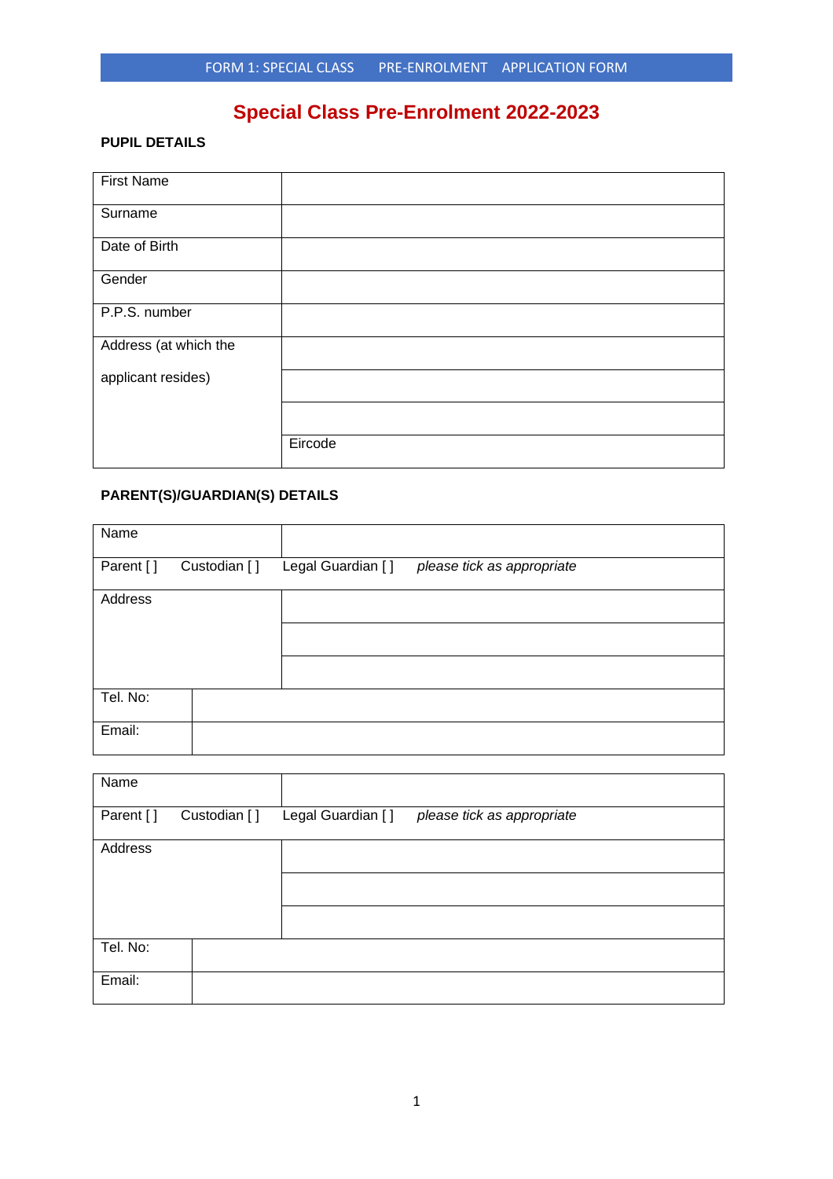FORM 1: SPECIAL CLASS PRE-ENROLMENT APPLICATION FORM

# Special Class Pre-Enrolment 2022-2023

**PUPIL DETAILS**

| | |
|---|---|
| First Name | |
| Surname | |
| Date of Birth | |
| Gender | |
| P.P.S. number | |
| Address (at which the | |
| applicant resides) | |
| | |
| | Eircode |

**PARENT(S)/GUARDIAN(S) DETAILS**

| | |
|---|---|
| Name | |
| Parent [ ] Custodian [ ] | Legal Guardian [ ] *please tick as appropriate* |
| Address | |
| | |
| | |
| Tel. No: | |
| Email: | |

| | |
|---|---|
| Name | |
| Parent [ ] Custodian [ ] | Legal Guardian [ ] *please tick as appropriate* |
| Address | |
| | |
| | |
| Tel. No: | |
| Email: | |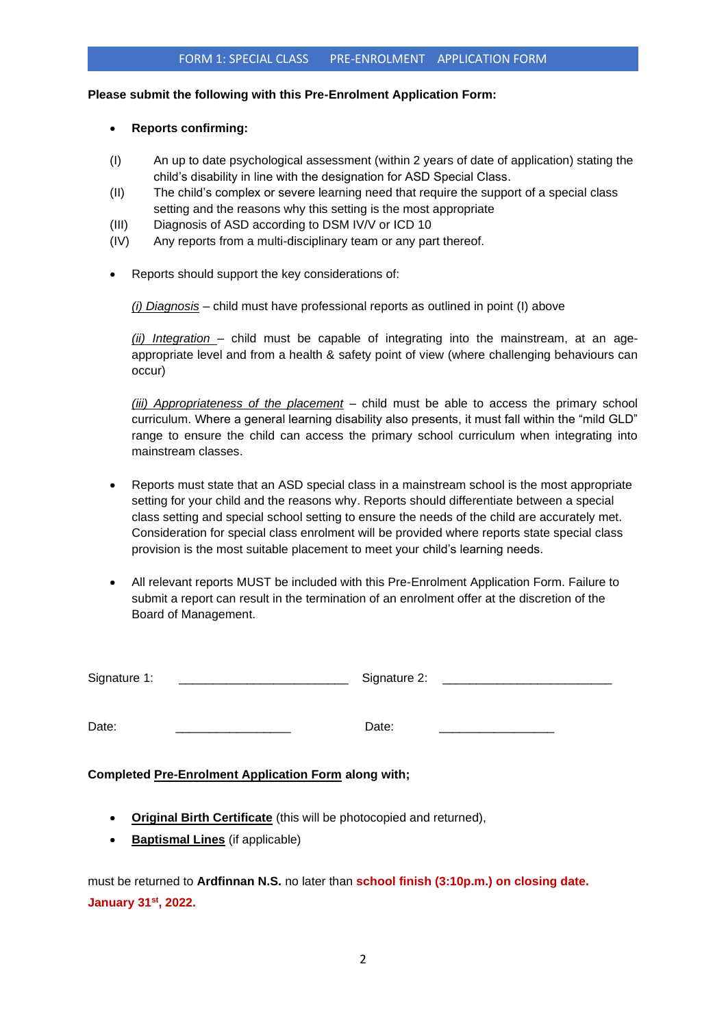## FORM 1: SPECIAL CLASS PRE-ENROLMENT APPLICATION FORM

**Please submit the following with this Pre-Enrolment Application Form:**

- **Reports confirming:**

(I) An up to date psychological assessment (within 2 years of date of application) stating the child's disability in line with the designation for ASD Special Class.

(II) The child's complex or severe learning need that require the support of a special class setting and the reasons why this setting is the most appropriate

(III) Diagnosis of ASD according to DSM IV/V or ICD 10

(IV) Any reports from a multi-disciplinary team or any part thereof.

- Reports should support the key considerations of:

  *(i) Diagnosis* – child must have professional reports as outlined in point (I) above

  *(ii) Integration* – child must be capable of integrating into the mainstream, at an age-appropriate level and from a health & safety point of view (where challenging behaviours can occur)

  *(iii) Appropriateness of the placement* – child must be able to access the primary school curriculum. Where a general learning disability also presents, it must fall within the "mild GLD" range to ensure the child can access the primary school curriculum when integrating into mainstream classes.

- Reports must state that an ASD special class in a mainstream school is the most appropriate setting for your child and the reasons why. Reports should differentiate between a special class setting and special school setting to ensure the needs of the child are accurately met. Consideration for special class enrolment will be provided where reports state special class provision is the most suitable placement to meet your child's learning needs.

- All relevant reports MUST be included with this Pre-Enrolment Application Form. Failure to submit a report can result in the termination of an enrolment offer at the discretion of the Board of Management.

Signature 1: _________________________ Signature 2: _________________________

Date: _________________ Date: _________________

**Completed Pre-Enrolment Application Form along with;**

- **Original Birth Certificate** (this will be photocopied and returned),
- **Baptismal Lines** (if applicable)

must be returned to **Ardfinnan N.S.** no later than **school finish (3:10p.m.) on closing date. January 31st, 2022.**